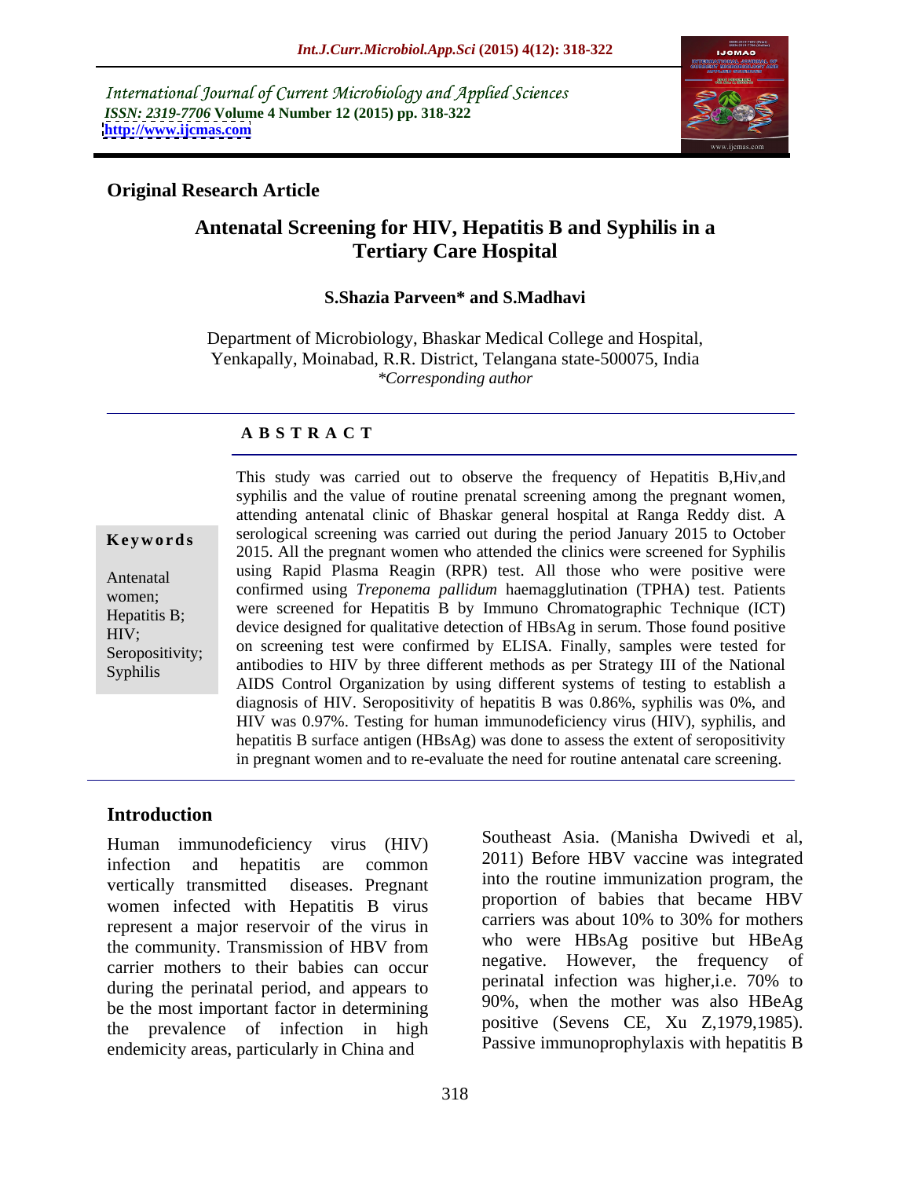International Journal of Current Microbiology and Applied Sciences
*ISSN: 2319-7706* **Volume 4 Number 12 (2015) pp. 318-322**
**http://www.ijcmas.com**

**Original Research Article**

# Antenatal Screening for HIV, Hepatitis B and Syphilis in a Tertiary Care Hospital

**S.Shazia Parveen\* and S.Madhavi**

Department of Microbiology, Bhaskar Medical College and Hospital, Yenkapally, Moinabad, R.R. District, Telangana state-500075, India
*\*Corresponding author*

## A B S T R A C T

**Keywords**

Antenatal women; Hepatitis B; HIV; Seropositivity; Syphilis

This study was carried out to observe the frequency of Hepatitis B,Hiv,and syphilis and the value of routine prenatal screening among the pregnant women, attending antenatal clinic of Bhaskar general hospital at Ranga Reddy dist. A serological screening was carried out during the period January 2015 to October 2015. All the pregnant women who attended the clinics were screened for Syphilis using Rapid Plasma Reagin (RPR) test. All those who were positive were confirmed using *Treponema pallidum* haemagglutination (TPHA) test. Patients were screened for Hepatitis B by Immuno Chromatographic Technique (ICT) device designed for qualitative detection of HBsAg in serum. Those found positive on screening test were confirmed by ELISA. Finally, samples were tested for antibodies to HIV by three different methods as per Strategy III of the National AIDS Control Organization by using different systems of testing to establish a diagnosis of HIV. Seropositivity of hepatitis B was 0.86%, syphilis was 0%, and HIV was 0.97%. Testing for human immunodeficiency virus (HIV), syphilis, and hepatitis B surface antigen (HBsAg) was done to assess the extent of seropositivity in pregnant women and to re-evaluate the need for routine antenatal care screening.

## Introduction

Human immunodeficiency virus (HIV) infection and hepatitis are common vertically transmitted diseases. Pregnant women infected with Hepatitis B virus represent a major reservoir of the virus in the community. Transmission of HBV from carrier mothers to their babies can occur during the perinatal period, and appears to be the most important factor in determining the prevalence of infection in high endemicity areas, particularly in China and Southeast Asia. (Manisha Dwivedi et al, 2011) Before HBV vaccine was integrated into the routine immunization program, the proportion of babies that became HBV carriers was about 10% to 30% for mothers who were HBsAg positive but HBeAg negative. However, the frequency of perinatal infection was higher,i.e. 70% to 90%, when the mother was also HBeAg positive (Sevens CE, Xu Z,1979,1985). Passive immunoprophylaxis with hepatitis B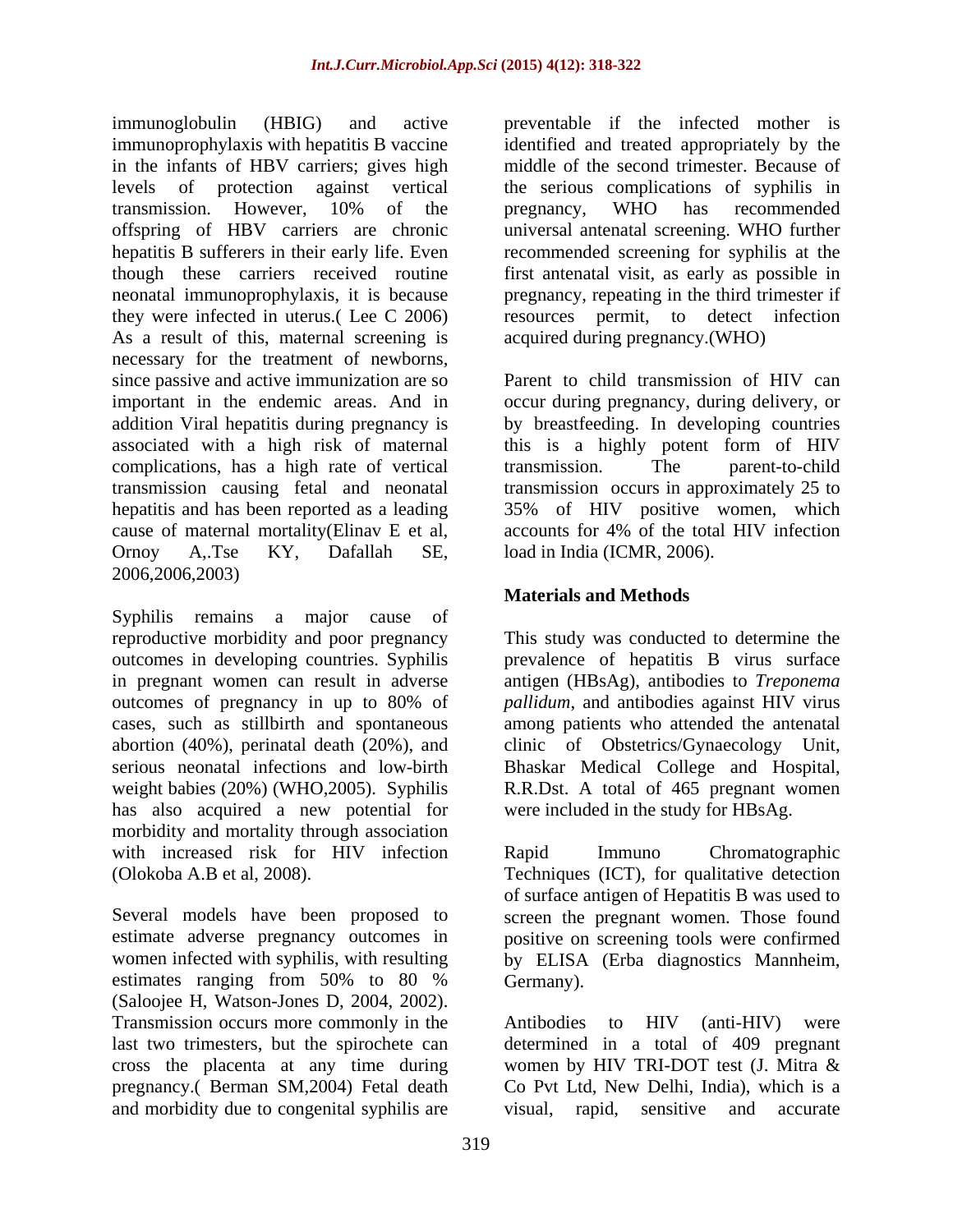immunoglobulin (HBIG) and active immunoprophylaxis with hepatitis B vaccine in the infants of HBV carriers; gives high levels of protection against vertical transmission. However, 10% of the offspring of HBV carriers are chronic hepatitis B sufferers in their early life. Even though these carriers received routine neonatal immunoprophylaxis, it is because they were infected in uterus.( Lee C 2006) As a result of this, maternal screening is necessary for the treatment of newborns, since passive and active immunization are so important in the endemic areas. And in addition Viral hepatitis during pregnancy is associated with a high risk of maternal complications, has a high rate of vertical transmission causing fetal and neonatal hepatitis and has been reported as a leading cause of maternal mortality(Elinav E et al, Ornoy A,.Tse KY, Dafallah SE, 2006,2006,2003)

Syphilis remains a major cause of reproductive morbidity and poor pregnancy outcomes in developing countries. Syphilis in pregnant women can result in adverse outcomes of pregnancy in up to 80% of cases, such as stillbirth and spontaneous abortion (40%), perinatal death (20%), and serious neonatal infections and low-birth weight babies (20%) (WHO,2005). Syphilis has also acquired a new potential for morbidity and mortality through association with increased risk for HIV infection (Olokoba A.B et al, 2008).

Several models have been proposed to estimate adverse pregnancy outcomes in women infected with syphilis, with resulting estimates ranging from 50% to 80 % (Saloojee H, Watson-Jones D, 2004, 2002). Transmission occurs more commonly in the last two trimesters, but the spirochete can cross the placenta at any time during pregnancy.( Berman SM,2004) Fetal death and morbidity due to congenital syphilis are preventable if the infected mother is identified and treated appropriately by the middle of the second trimester. Because of the serious complications of syphilis in pregnancy, WHO has recommended universal antenatal screening. WHO further recommended screening for syphilis at the first antenatal visit, as early as possible in pregnancy, repeating in the third trimester if resources permit, to detect infection acquired during pregnancy.(WHO)

Parent to child transmission of HIV can occur during pregnancy, during delivery, or by breastfeeding. In developing countries this is a highly potent form of HIV transmission. The parent-to-child transmission occurs in approximately 25 to 35% of HIV positive women, which accounts for 4% of the total HIV infection load in India (ICMR, 2006).

## Materials and Methods

This study was conducted to determine the prevalence of hepatitis B virus surface antigen (HBsAg), antibodies to *Treponema pallidum*, and antibodies against HIV virus among patients who attended the antenatal clinic of Obstetrics/Gynaecology Unit, Bhaskar Medical College and Hospital, R.R.Dst. A total of 465 pregnant women were included in the study for HBsAg.

Rapid Immuno Chromatographic Techniques (ICT), for qualitative detection of surface antigen of Hepatitis B was used to screen the pregnant women. Those found positive on screening tools were confirmed by ELISA (Erba diagnostics Mannheim, Germany).

Antibodies to HIV (anti-HIV) were determined in a total of 409 pregnant women by HIV TRI-DOT test (J. Mitra & Co Pvt Ltd, New Delhi, India), which is a visual, rapid, sensitive and accurate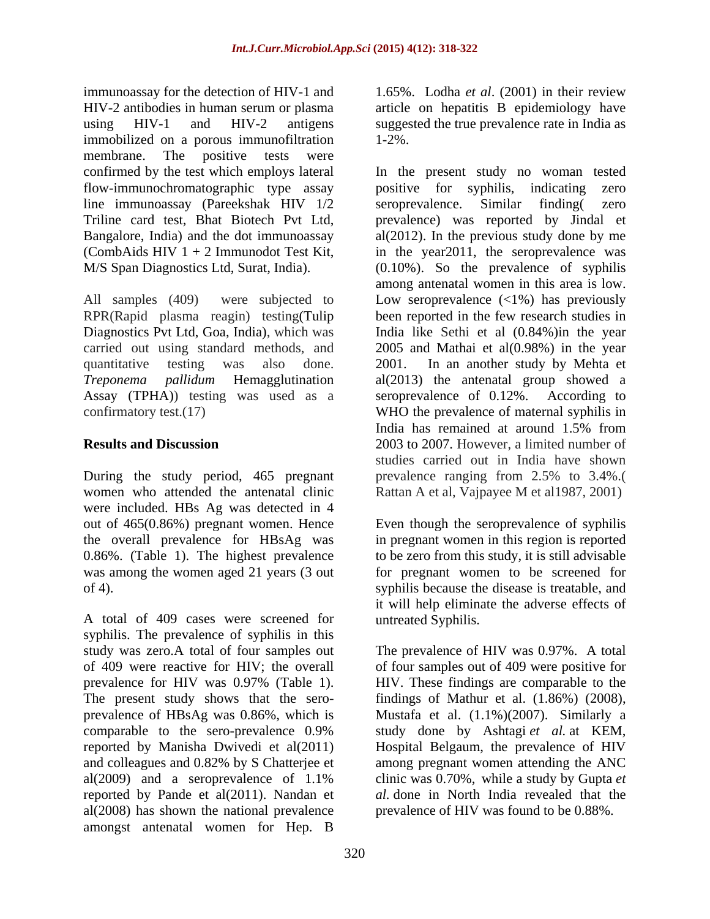immunoassay for the detection of HIV-1 and HIV-2 antibodies in human serum or plasma using HIV-1 and HIV-2 antigens immobilized on a porous immunofiltration membrane. The positive tests were confirmed by the test which employs lateral flow-immunochromatographic type assay line immunoassay (Pareekshak HIV 1/2 Triline card test, Bhat Biotech Pvt Ltd, Bangalore, India) and the dot immunoassay (CombAids HIV 1 + 2 Immunodot Test Kit, M/S Span Diagnostics Ltd, Surat, India).

All samples (409) were subjected to RPR(Rapid plasma reagin) testing(Tulip Diagnostics Pvt Ltd, Goa, India), which was carried out using standard methods, and quantitative testing was also done. *Treponema pallidum* Hemagglutination Assay (TPHA)) testing was used as a confirmatory test.(17)

## Results and Discussion

During the study period, 465 pregnant women who attended the antenatal clinic were included. HBs Ag was detected in 4 out of 465(0.86%) pregnant women. Hence the overall prevalence for HBsAg was 0.86%. (Table 1). The highest prevalence was among the women aged 21 years (3 out of 4).

A total of 409 cases were screened for syphilis. The prevalence of syphilis in this study was zero.A total of four samples out of 409 were reactive for HIV; the overall prevalence for HIV was 0.97% (Table 1). The present study shows that the sero-prevalence of HBsAg was 0.86%, which is comparable to the sero-prevalence 0.9% reported by Manisha Dwivedi et al(2011) and colleagues and 0.82% by S Chatterjee et al(2009) and a seroprevalence of 1.1% reported by Pande et al(2011). Nandan et al(2008) has shown the national prevalence amongst antenatal women for Hep. B 1.65%. Lodha *et al*. (2001) in their review article on hepatitis B epidemiology have suggested the true prevalence rate in India as 1-2%.

In the present study no woman tested positive for syphilis, indicating zero seroprevalence. Similar finding( zero prevalence) was reported by Jindal et al(2012). In the previous study done by me in the year2011, the seroprevalence was (0.10%). So the prevalence of syphilis among antenatal women in this area is low. Low seroprevalence (<1%) has previously been reported in the few research studies in India like Sethi et al (0.84%)in the year 2005 and Mathai et al(0.98%) in the year 2001. In an another study by Mehta et al(2013) the antenatal group showed a seroprevalence of 0.12%. According to WHO the prevalence of maternal syphilis in India has remained at around 1.5% from 2003 to 2007. However, a limited number of studies carried out in India have shown prevalence ranging from 2.5% to 3.4%.( Rattan A et al, Vajpayee M et al1987, 2001)

Even though the seroprevalence of syphilis in pregnant women in this region is reported to be zero from this study, it is still advisable for pregnant women to be screened for syphilis because the disease is treatable, and it will help eliminate the adverse effects of untreated Syphilis.

The prevalence of HIV was 0.97%. A total of four samples out of 409 were positive for HIV. These findings are comparable to the findings of Mathur et al. (1.86%) (2008), Mustafa et al. (1.1%)(2007). Similarly a study done by Ashtagi *et al.* at KEM, Hospital Belgaum, the prevalence of HIV among pregnant women attending the ANC clinic was 0.70%, while a study by Gupta *et al.* done in North India revealed that the prevalence of HIV was found to be 0.88%.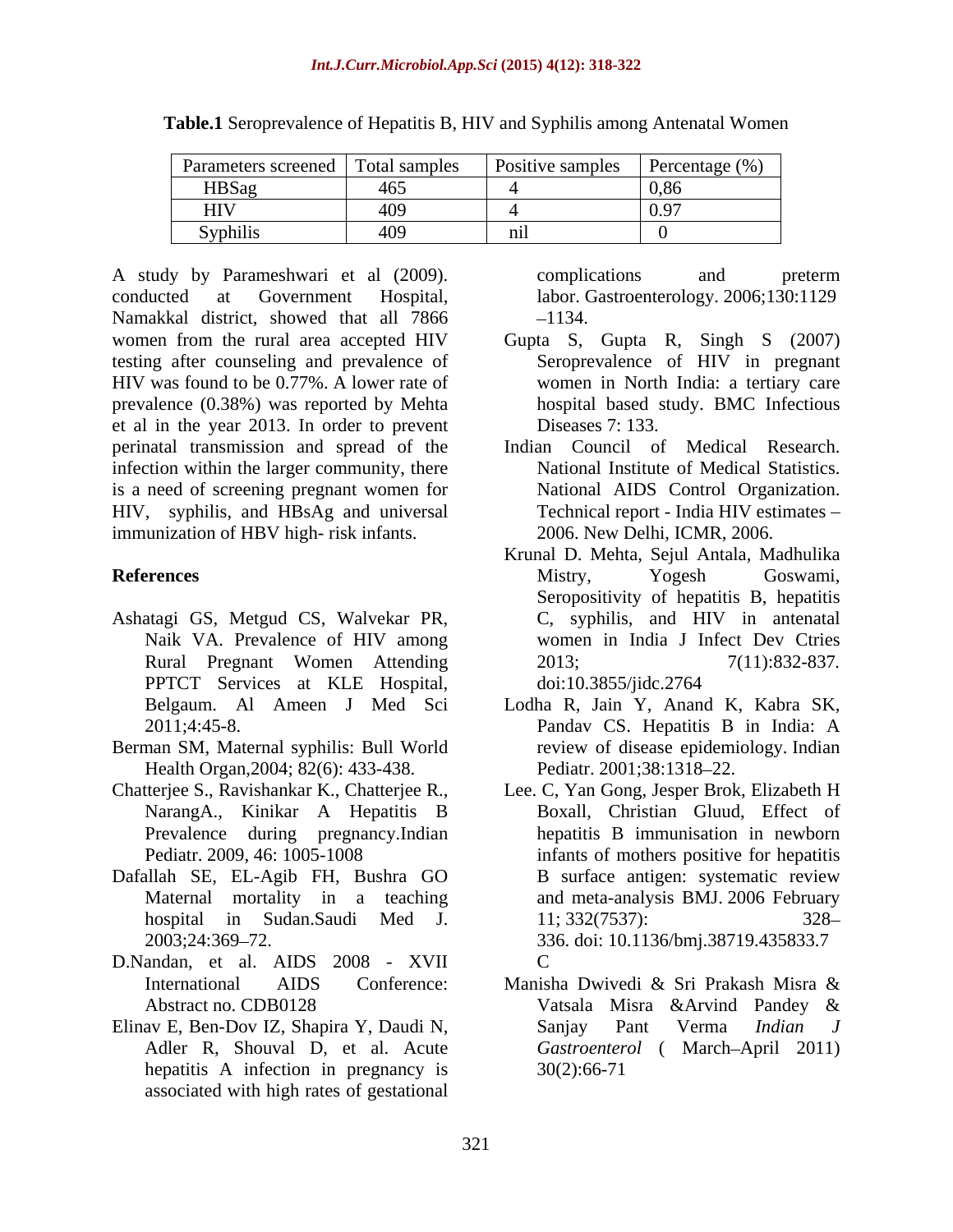**Table.1** Seroprevalence of Hepatitis B, HIV and Syphilis among Antenatal Women

| Parameters screened | Total samples | Positive samples | Percentage (%) |
|---|---|---|---|
| HBSag | 465 | 4 | 0,86 |
| HIV | 409 | 4 | 0.97 |
| Syphilis | 409 | nil | 0 |

A study by Parameshwari et al (2009). conducted at Government Hospital, Namakkal district, showed that all 7866 women from the rural area accepted HIV testing after counseling and prevalence of HIV was found to be 0.77%. A lower rate of prevalence (0.38%) was reported by Mehta et al in the year 2013. In order to prevent perinatal transmission and spread of the infection within the larger community, there is a need of screening pregnant women for HIV, syphilis, and HBsAg and universal immunization of HBV high- risk infants.

## References

Ashatagi GS, Metgud CS, Walvekar PR, Naik VA. Prevalence of HIV among Rural Pregnant Women Attending PPTCT Services at KLE Hospital, Belgaum. Al Ameen J Med Sci 2011;4:45-8.

Berman SM, Maternal syphilis: Bull World Health Organ,2004; 82(6): 433-438.

Chatterjee S., Ravishankar K., Chatterjee R., NarangA., Kinikar A Hepatitis B Prevalence during pregnancy.Indian Pediatr. 2009, 46: 1005-1008

Dafallah SE, EL-Agib FH, Bushra GO Maternal mortality in a teaching hospital in Sudan.Saudi Med J. 2003;24:369–72.

D.Nandan, et al. AIDS 2008 - XVII International AIDS Conference: Abstract no. CDB0128

Elinav E, Ben-Dov IZ, Shapira Y, Daudi N, Adler R, Shouval D, et al. Acute hepatitis A infection in pregnancy is associated with high rates of gestational complications and preterm labor. Gastroenterology. 2006;130:1129–1134.

Gupta S, Gupta R, Singh S (2007) Seroprevalence of HIV in pregnant women in North India: a tertiary care hospital based study. BMC Infectious Diseases 7: 133.

Indian Council of Medical Research. National Institute of Medical Statistics. National AIDS Control Organization. Technical report - India HIV estimates – 2006. New Delhi, ICMR, 2006.

Krunal D. Mehta, Sejul Antala, Madhulika Mistry, Yogesh Goswami, Seropositivity of hepatitis B, hepatitis C, syphilis, and HIV in antenatal women in India J Infect Dev Ctries 2013; 7(11):832-837. doi:10.3855/jidc.2764

Lodha R, Jain Y, Anand K, Kabra SK, Pandav CS. Hepatitis B in India: A review of disease epidemiology. Indian Pediatr. 2001;38:1318–22.

Lee. C, Yan Gong, Jesper Brok, Elizabeth H Boxall, Christian Gluud, Effect of hepatitis B immunisation in newborn infants of mothers positive for hepatitis B surface antigen: systematic review and meta-analysis BMJ. 2006 February 11; 332(7537): 328–336. doi: 10.1136/bmj.38719.435833.7C

Manisha Dwivedi & Sri Prakash Misra & Vatsala Misra &Arvind Pandey & Sanjay Pant Verma *Indian J Gastroenterol* ( March–April 2011) 30(2):66-71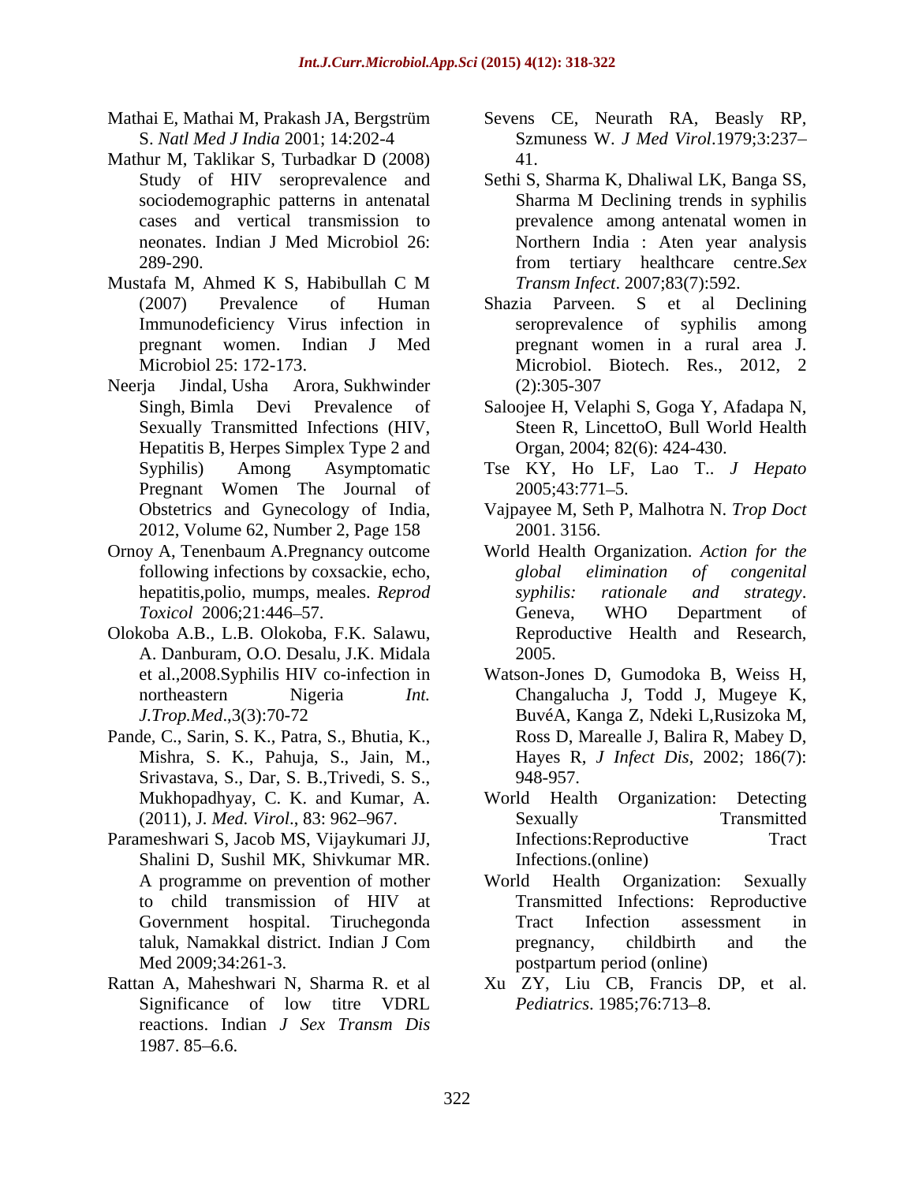Mathai E, Mathai M, Prakash JA, Bergstrüm S. *Natl Med J India* 2001; 14:202-4

Mathur M, Taklikar S, Turbadkar D (2008) Study of HIV seroprevalence and sociodemographic patterns in antenatal cases and vertical transmission to neonates. Indian J Med Microbiol 26: 289-290.

Mustafa M, Ahmed K S, Habibullah C M (2007) Prevalence of Human Immunodeficiency Virus infection in pregnant women. Indian J Med Microbiol 25: 172-173.

Neerja Jindal, Usha Arora, Sukhwinder Singh, Bimla Devi Prevalence of Sexually Transmitted Infections (HIV, Hepatitis B, Herpes Simplex Type 2 and Syphilis) Among Asymptomatic Pregnant Women The Journal of Obstetrics and Gynecology of India, 2012, Volume 62, Number 2, Page 158

Ornoy A, Tenenbaum A.Pregnancy outcome following infections by coxsackie, echo, hepatitis,polio, mumps, meales. *Reprod Toxicol* 2006;21:446–57.

Olokoba A.B., L.B. Olokoba, F.K. Salawu, A. Danburam, O.O. Desalu, J.K. Midala et al.,2008.Syphilis HIV co-infection in northeastern Nigeria *Int. J.Trop.Med*.,3(3):70-72

Pande, C., Sarin, S. K., Patra, S., Bhutia, K., Mishra, S. K., Pahuja, S., Jain, M., Srivastava, S., Dar, S. B.,Trivedi, S. S., Mukhopadhyay, C. K. and Kumar, A. (2011), J. *Med. Virol*., 83: 962–967.

Parameshwari S, Jacob MS, Vijaykumari JJ, Shalini D, Sushil MK, Shivkumar MR. A programme on prevention of mother to child transmission of HIV at Government hospital. Tiruchegonda taluk, Namakkal district. Indian J Com Med 2009;34:261-3.

Rattan A, Maheshwari N, Sharma R. et al Significance of low titre VDRL reactions. Indian *J Sex Transm Dis* 1987. 85–6.6.

Sevens CE, Neurath RA, Beasly RP, Szmuness W. *J Med Virol*.1979;3:237–41.

Sethi S, Sharma K, Dhaliwal LK, Banga SS, Sharma M Declining trends in syphilis prevalence among antenatal women in Northern India : Aten year analysis from tertiary healthcare centre.*Sex Transm Infect*. 2007;83(7):592.

Shazia Parveen. S et al Declining seroprevalence of syphilis among pregnant women in a rural area J. Microbiol. Biotech. Res., 2012, 2 (2):305-307

Saloojee H, Velaphi S, Goga Y, Afadapa N, Steen R, LincettoO, Bull World Health Organ, 2004; 82(6): 424-430.

Tse KY, Ho LF, Lao T.. *J Hepato* 2005;43:771–5.

Vajpayee M, Seth P, Malhotra N. *Trop Doct* 2001. 3156.

World Health Organization. *Action for the global elimination of congenital syphilis: rationale and strategy*. Geneva, WHO Department of Reproductive Health and Research, 2005.

Watson-Jones D, Gumodoka B, Weiss H, Changalucha J, Todd J, Mugeye K, BuvéA, Kanga Z, Ndeki L,Rusizoka M, Ross D, Marealle J, Balira R, Mabey D, Hayes R, *J Infect Dis*, 2002; 186(7): 948-957.

World Health Organization: Detecting Sexually Transmitted Infections:Reproductive Tract Infections.(online)

World Health Organization: Sexually Transmitted Infections: Reproductive Tract Infection assessment in pregnancy, childbirth and the postpartum period (online)

Xu ZY, Liu CB, Francis DP, et al. *Pediatrics*. 1985;76:713–8.